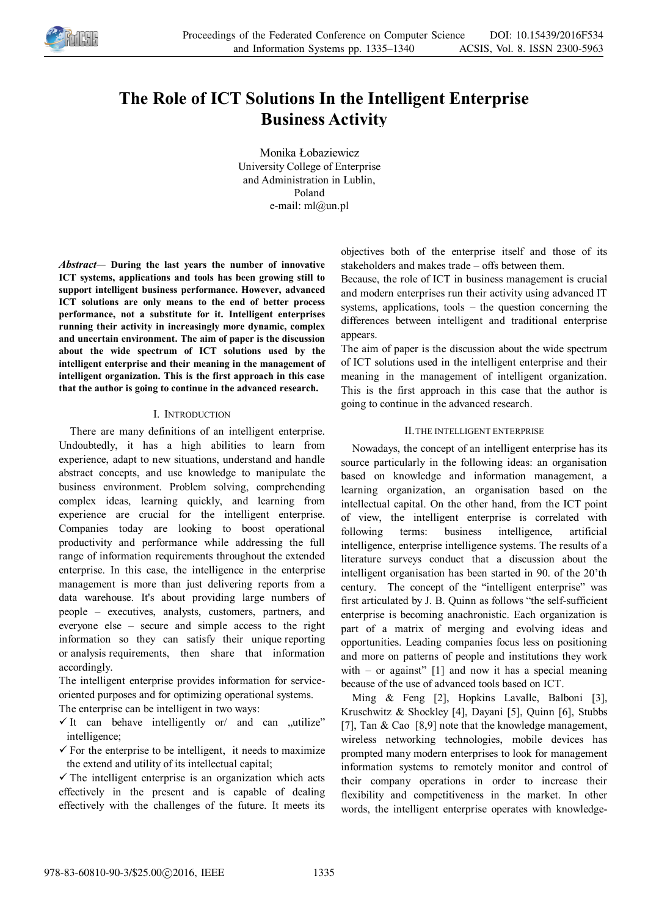# The Role of ICT Solutions In the Intelligent Enterprise Business Activity

Monika Łobaziewicz
University College of Enterprise and Administration in Lublin, Poland
e-mail: ml@un.pl

***Abstract*— During the last years the number of innovative ICT systems, applications and tools has been growing still to support intelligent business performance. However, advanced ICT solutions are only means to the end of better process performance, not a substitute for it. Intelligent enterprises running their activity in increasingly more dynamic, complex and uncertain environment. The aim of paper is the discussion about the wide spectrum of ICT solutions used by the intelligent enterprise and their meaning in the management of intelligent organization. This is the first approach in this case that the author is going to continue in the advanced research.**

## I. Introduction

There are many definitions of an intelligent enterprise. Undoubtedly, it has a high abilities to learn from experience, adapt to new situations, understand and handle abstract concepts, and use knowledge to manipulate the business environment. Problem solving, comprehending complex ideas, learning quickly, and learning from experience are crucial for the intelligent enterprise. Companies today are looking to boost operational productivity and performance while addressing the full range of information requirements throughout the extended enterprise. In this case, the intelligence in the enterprise management is more than just delivering reports from a data warehouse. It's about providing large numbers of people – executives, analysts, customers, partners, and everyone else – secure and simple access to the right information so they can satisfy their unique reporting or analysis requirements, then share that information accordingly.

The intelligent enterprise provides information for service-oriented purposes and for optimizing operational systems.

The enterprise can be intelligent in two ways:

- ✓ It can behave intelligently or/ and can „utilize" intelligence;
- ✓ For the enterprise to be intelligent, it needs to maximize the extend and utility of its intellectual capital;
- ✓ The intelligent enterprise is an organization which acts effectively in the present and is capable of dealing effectively with the challenges of the future. It meets its objectives both of the enterprise itself and those of its stakeholders and makes trade – offs between them.

Because, the role of ICT in business management is crucial and modern enterprises run their activity using advanced IT systems, applications, tools – the question concerning the differences between intelligent and traditional enterprise appears.

The aim of paper is the discussion about the wide spectrum of ICT solutions used in the intelligent enterprise and their meaning in the management of intelligent organization. This is the first approach in this case that the author is going to continue in the advanced research.

## II. The Intelligent Enterprise

Nowadays, the concept of an intelligent enterprise has its source particularly in the following ideas: an organisation based on knowledge and information management, a learning organization, an organisation based on the intellectual capital. On the other hand, from the ICT point of view, the intelligent enterprise is correlated with following terms: business intelligence, artificial intelligence, enterprise intelligence systems. The results of a literature surveys conduct that a discussion about the intelligent organisation has been started in 90. of the 20'th century. The concept of the "intelligent enterprise" was first articulated by J. B. Quinn as follows "the self-sufficient enterprise is becoming anachronistic. Each organization is part of a matrix of merging and evolving ideas and opportunities. Leading companies focus less on positioning and more on patterns of people and institutions they work with – or against" [1] and now it has a special meaning because of the use of advanced tools based on ICT.

Ming & Feng [2], Hopkins Lavalle, Balboni [3], Kruschwitz & Shockley [4], Dayani [5], Quinn [6], Stubbs [7], Tan & Cao [8,9] note that the knowledge management, wireless networking technologies, mobile devices has prompted many modern enterprises to look for management information systems to remotely monitor and control of their company operations in order to increase their flexibility and competitiveness in the market. In other words, the intelligent enterprise operates with knowledge-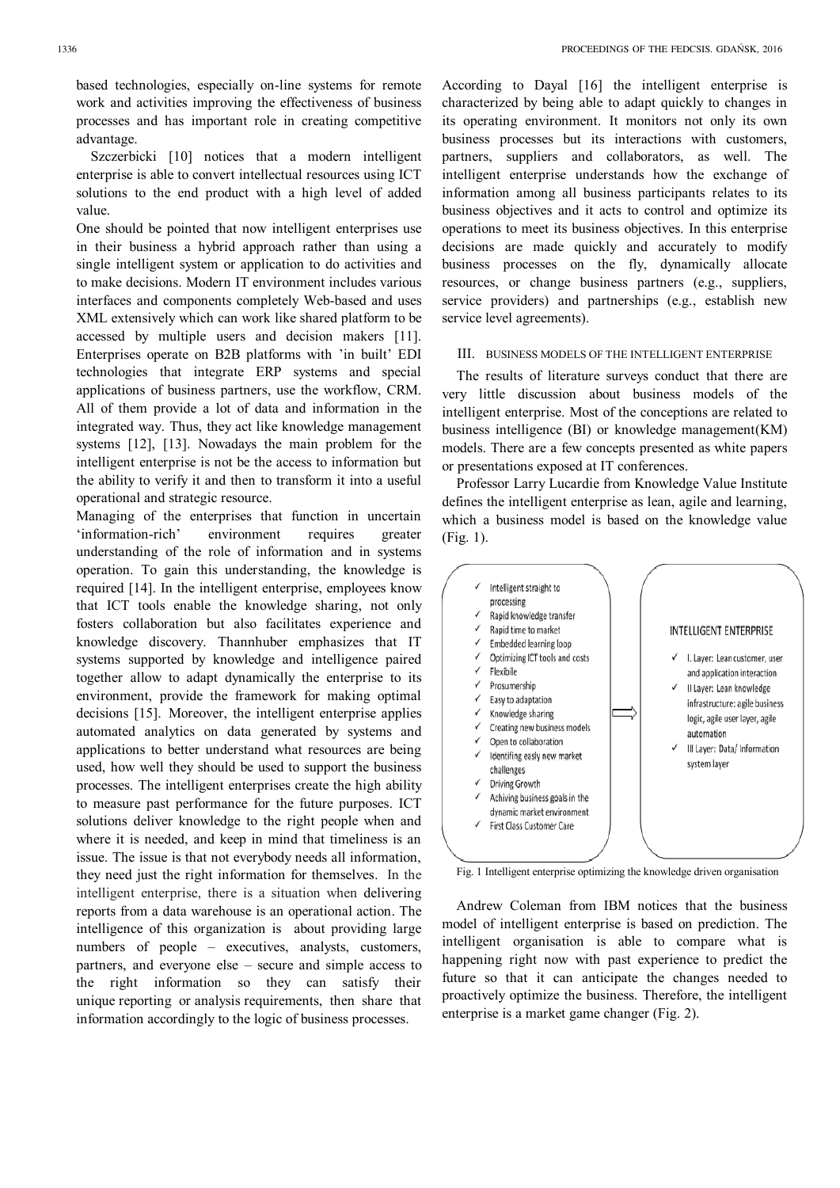based technologies, especially on-line systems for remote work and activities improving the effectiveness of business processes and has important role in creating competitive advantage.

Szczerbicki [10] notices that a modern intelligent enterprise is able to convert intellectual resources using ICT solutions to the end product with a high level of added value.

One should be pointed that now intelligent enterprises use in their business a hybrid approach rather than using a single intelligent system or application to do activities and to make decisions. Modern IT environment includes various interfaces and components completely Web-based and uses XML extensively which can work like shared platform to be accessed by multiple users and decision makers [11]. Enterprises operate on B2B platforms with 'in built' EDI technologies that integrate ERP systems and special applications of business partners, use the workflow, CRM. All of them provide a lot of data and information in the integrated way. Thus, they act like knowledge management systems [12], [13]. Nowadays the main problem for the intelligent enterprise is not be the access to information but the ability to verify it and then to transform it into a useful operational and strategic resource.

Managing of the enterprises that function in uncertain 'information-rich' environment requires greater understanding of the role of information and in systems operation. To gain this understanding, the knowledge is required [14]. In the intelligent enterprise, employees know that ICT tools enable the knowledge sharing, not only fosters collaboration but also facilitates experience and knowledge discovery. Thannhuber emphasizes that IT systems supported by knowledge and intelligence paired together allow to adapt dynamically the enterprise to its environment, provide the framework for making optimal decisions [15]. Moreover, the intelligent enterprise applies automated analytics on data generated by systems and applications to better understand what resources are being used, how well they should be used to support the business processes. The intelligent enterprises create the high ability to measure past performance for the future purposes. ICT solutions deliver knowledge to the right people when and where it is needed, and keep in mind that timeliness is an issue. The issue is that not everybody needs all information, they need just the right information for themselves. In the intelligent enterprise, there is a situation when delivering reports from a data warehouse is an operational action. The intelligence of this organization is about providing large numbers of people – executives, analysts, customers, partners, and everyone else – secure and simple access to the right information so they can satisfy their unique reporting or analysis requirements, then share that information accordingly to the logic of business processes.

According to Dayal [16] the intelligent enterprise is characterized by being able to adapt quickly to changes in its operating environment. It monitors not only its own business processes but its interactions with customers, partners, suppliers and collaborators, as well. The intelligent enterprise understands how the exchange of information among all business participants relates to its business objectives and it acts to control and optimize its operations to meet its business objectives. In this enterprise decisions are made quickly and accurately to modify business processes on the fly, dynamically allocate resources, or change business partners (e.g., suppliers, service providers) and partnerships (e.g., establish new service level agreements).

## III. Business Models of the Intelligent Enterprise

The results of literature surveys conduct that there are very little discussion about business models of the intelligent enterprise. Most of the conceptions are related to business intelligence (BI) or knowledge management(KM) models. There are a few concepts presented as white papers or presentations exposed at IT conferences.

Professor Larry Lucardie from Knowledge Value Institute defines the intelligent enterprise as lean, agile and learning, which a business model is based on the knowledge value (Fig. 1).

- ✓ Intelligent straight to processing
- ✓ Rapid knowledge transfer
- ✓ Rapid time to market
- ✓ Embedded learning loop
- ✓ Optimizing ICT tools and costs
- ✓ Flexibile
- ✓ Prosumership
- ✓ Easy to adaptation
- ✓ Knowledge sharing
- ✓ Creating new business models
- ✓ Open to collaboration
- ✓ Identifing easly new market challenges
- ✓ Driving Growth
- ✓ Achiving business goals in the dynamic market environment
- ✓ First Class Customer Care

⟹

INTELLIGENT ENTERPRISE

- ✓ I. Layer: Lean customer, user and application interaction
- ✓ II Layer: Lean knowledge infrastructure: agile business logic, agile user layer, agile automation
- ✓ III Layer: Data/ Information system layer

Fig. 1 Intelligent enterprise optimizing the knowledge driven organisation

Andrew Coleman from IBM notices that the business model of intelligent enterprise is based on prediction. The intelligent organisation is able to compare what is happening right now with past experience to predict the future so that it can anticipate the changes needed to proactively optimize the business. Therefore, the intelligent enterprise is a market game changer (Fig. 2).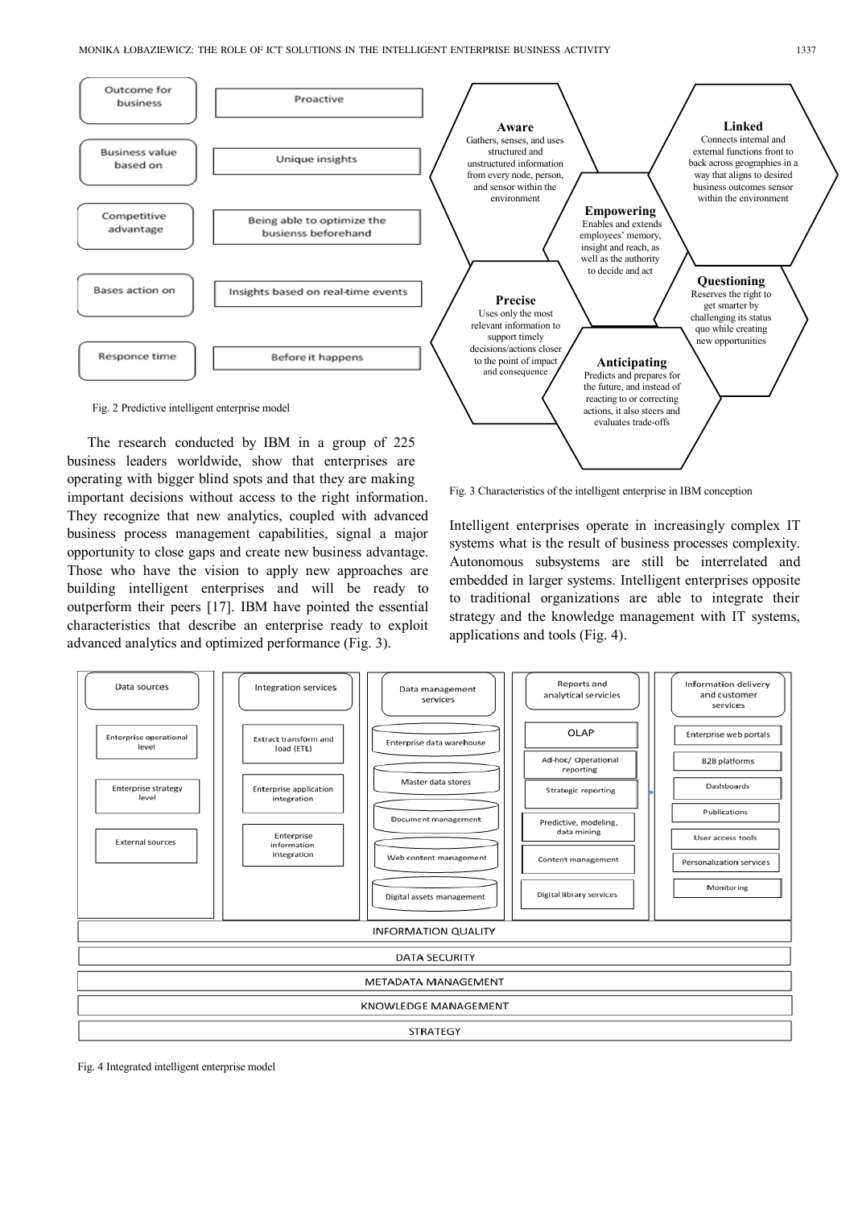| | |
|---|---|
| Outcome for business | Proactive |
| Business value based on | Unique insights |
| Competitive advantage | Being able to optimize the busienss beforehand |
| Bases action on | Insights based on real-time events |
| Responce time | Before it happens |

Fig. 2 Predictive intelligent enterprise model

The research conducted by IBM in a group of 225 business leaders worldwide, show that enterprises are operating with bigger blind spots and that they are making important decisions without access to the right information. They recognize that new analytics, coupled with advanced business process management capabilities, signal a major opportunity to close gaps and create new business advantage. Those who have the vision to apply new approaches are building intelligent enterprises and will be ready to outperform their peers [17]. IBM have pointed the essential characteristics that describe an enterprise ready to exploit advanced analytics and optimized performance (Fig. 3).

**Aware**
Gathers, senses, and uses structured and unstructured information from every node, person, and sensor within the environment

**Linked**
Connects internal and external functions front to back across geographies in a way that aligns to desired business outcomes sensor within the environment

**Empowering**
Enables and extends employees' memory, insight and reach, as well as the authority to decide and act

**Questioning**
Reserves the right to get smarter by challenging its status quo while creating new opportunities

**Precise**
Uses only the most relevant information to support timely decisions/actions closer to the point of impact and consequence

**Anticipating**
Predicts and prepares for the future, and instead of reacting to or correcting actions, it also steers and evaluates trade-offs

Fig. 3 Characteristics of the intelligent enterprise in IBM conception

Intelligent enterprises operate in increasingly complex IT systems what is the result of business processes complexity. Autonomous subsystems are still be interrelated and embedded in larger systems. Intelligent enterprises opposite to traditional organizations are able to integrate their strategy and the knowledge management with IT systems, applications and tools (Fig. 4).

| Data sources | Integration services | Data management services | Reports and analytical servicies | Information delivery and customer services |
|---|---|---|---|---|
| Enterprise operational level | Extract transform and load (ETL) | Enterprise data warehouse | OLAP | Enterprise web portals |
| Enterprise strategy level | Enterprise application integration | Master data stores | Ad-hoc/ Operational reporting | B2B platforms |
| External sources | Enterprise information integration | Document management | Strategic reporting | Dashboards |
| | | Web content management | Predictive, modeling, data mining | Publications |
| | | Digital assets management | Content management | User access tools |
| | | | Digital library services | Personalization services |
| | | | | Monitoring |

INFORMATION QUALITY

DATA SECURITY

METADATA MANAGEMENT

KNOWLEDGE MANAGEMENT

STRATEGY

Fig. 4 Integrated intelligent enterprise model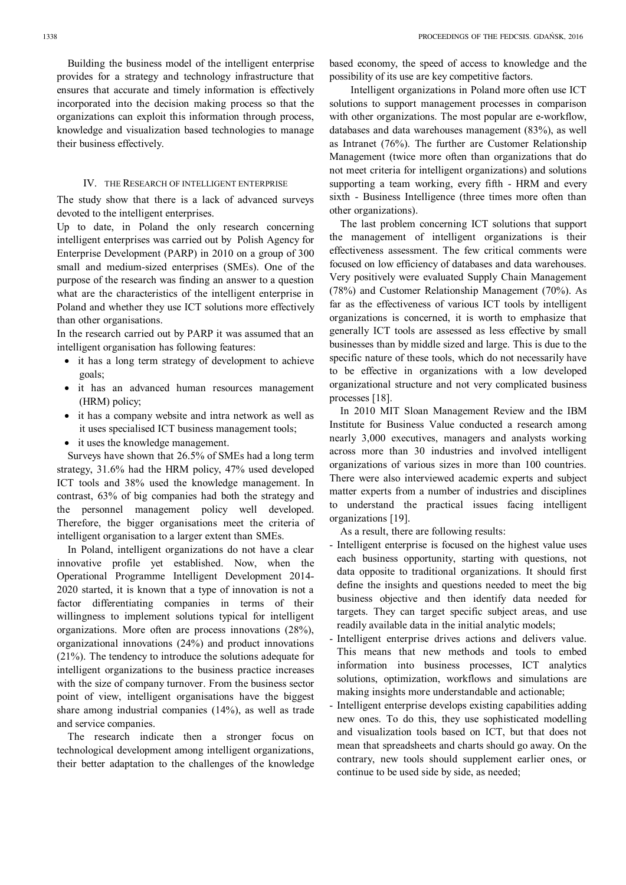Building the business model of the intelligent enterprise provides for a strategy and technology infrastructure that ensures that accurate and timely information is effectively incorporated into the decision making process so that the organizations can exploit this information through process, knowledge and visualization based technologies to manage their business effectively.

## IV. The Research of Intelligent Enterprise

The study show that there is a lack of advanced surveys devoted to the intelligent enterprises.

Up to date, in Poland the only research concerning intelligent enterprises was carried out by Polish Agency for Enterprise Development (PARP) in 2010 on a group of 300 small and medium-sized enterprises (SMEs). One of the purpose of the research was finding an answer to a question what are the characteristics of the intelligent enterprise in Poland and whether they use ICT solutions more effectively than other organisations.

In the research carried out by PARP it was assumed that an intelligent organisation has following features:

- it has a long term strategy of development to achieve goals;
- it has an advanced human resources management (HRM) policy;
- it has a company website and intra network as well as it uses specialised ICT business management tools;
- it uses the knowledge management.

Surveys have shown that 26.5% of SMEs had a long term strategy, 31.6% had the HRM policy, 47% used developed ICT tools and 38% used the knowledge management. In contrast, 63% of big companies had both the strategy and the personnel management policy well developed. Therefore, the bigger organisations meet the criteria of intelligent organisation to a larger extent than SMEs.

In Poland, intelligent organizations do not have a clear innovative profile yet established. Now, when the Operational Programme Intelligent Development 2014-2020 started, it is known that a type of innovation is not a factor differentiating companies in terms of their willingness to implement solutions typical for intelligent organizations. More often are process innovations (28%), organizational innovations (24%) and product innovations (21%). The tendency to introduce the solutions adequate for intelligent organizations to the business practice increases with the size of company turnover. From the business sector point of view, intelligent organisations have the biggest share among industrial companies (14%), as well as trade and service companies.

The research indicate then a stronger focus on technological development among intelligent organizations, their better adaptation to the challenges of the knowledge based economy, the speed of access to knowledge and the possibility of its use are key competitive factors.

Intelligent organizations in Poland more often use ICT solutions to support management processes in comparison with other organizations. The most popular are e-workflow, databases and data warehouses management (83%), as well as Intranet (76%). The further are Customer Relationship Management (twice more often than organizations that do not meet criteria for intelligent organizations) and solutions supporting a team working, every fifth - HRM and every sixth - Business Intelligence (three times more often than other organizations).

The last problem concerning ICT solutions that support the management of intelligent organizations is their effectiveness assessment. The few critical comments were focused on low efficiency of databases and data warehouses. Very positively were evaluated Supply Chain Management (78%) and Customer Relationship Management (70%). As far as the effectiveness of various ICT tools by intelligent organizations is concerned, it is worth to emphasize that generally ICT tools are assessed as less effective by small businesses than by middle sized and large. This is due to the specific nature of these tools, which do not necessarily have to be effective in organizations with a low developed organizational structure and not very complicated business processes [18].

In 2010 MIT Sloan Management Review and the IBM Institute for Business Value conducted a research among nearly 3,000 executives, managers and analysts working across more than 30 industries and involved intelligent organizations of various sizes in more than 100 countries. There were also interviewed academic experts and subject matter experts from a number of industries and disciplines to understand the practical issues facing intelligent organizations [19].

As a result, there are following results:

- Intelligent enterprise is focused on the highest value uses each business opportunity, starting with questions, not data opposite to traditional organizations. It should first define the insights and questions needed to meet the big business objective and then identify data needed for targets. They can target specific subject areas, and use readily available data in the initial analytic models;
- Intelligent enterprise drives actions and delivers value. This means that new methods and tools to embed information into business processes, ICT analytics solutions, optimization, workflows and simulations are making insights more understandable and actionable;
- Intelligent enterprise develops existing capabilities adding new ones. To do this, they use sophisticated modelling and visualization tools based on ICT, but that does not mean that spreadsheets and charts should go away. On the contrary, new tools should supplement earlier ones, or continue to be used side by side, as needed;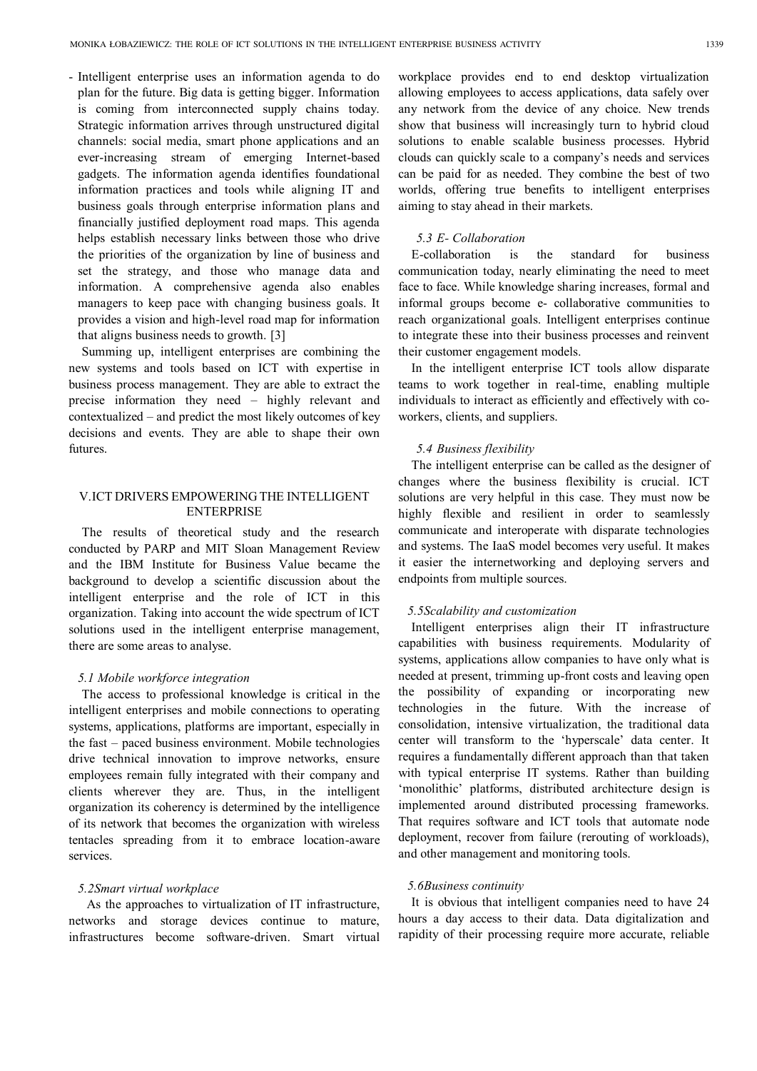- Intelligent enterprise uses an information agenda to do plan for the future. Big data is getting bigger. Information is coming from interconnected supply chains today. Strategic information arrives through unstructured digital channels: social media, smart phone applications and an ever-increasing stream of emerging Internet-based gadgets. The information agenda identifies foundational information practices and tools while aligning IT and business goals through enterprise information plans and financially justified deployment road maps. This agenda helps establish necessary links between those who drive the priorities of the organization by line of business and set the strategy, and those who manage data and information. A comprehensive agenda also enables managers to keep pace with changing business goals. It provides a vision and high-level road map for information that aligns business needs to growth. [3]

Summing up, intelligent enterprises are combining the new systems and tools based on ICT with expertise in business process management. They are able to extract the precise information they need – highly relevant and contextualized – and predict the most likely outcomes of key decisions and events. They are able to shape their own futures.

## V. ICT DRIVERS EMPOWERING THE INTELLIGENT ENTERPRISE

The results of theoretical study and the research conducted by PARP and MIT Sloan Management Review and the IBM Institute for Business Value became the background to develop a scientific discussion about the intelligent enterprise and the role of ICT in this organization. Taking into account the wide spectrum of ICT solutions used in the intelligent enterprise management, there are some areas to analyse.

### *5.1 Mobile workforce integration*

The access to professional knowledge is critical in the intelligent enterprises and mobile connections to operating systems, applications, platforms are important, especially in the fast – paced business environment. Mobile technologies drive technical innovation to improve networks, ensure employees remain fully integrated with their company and clients wherever they are. Thus, in the intelligent organization its coherency is determined by the intelligence of its network that becomes the organization with wireless tentacles spreading from it to embrace location-aware services.

### *5.2Smart virtual workplace*

As the approaches to virtualization of IT infrastructure, networks and storage devices continue to mature, infrastructures become software-driven. Smart virtual workplace provides end to end desktop virtualization allowing employees to access applications, data safely over any network from the device of any choice. New trends show that business will increasingly turn to hybrid cloud solutions to enable scalable business processes. Hybrid clouds can quickly scale to a company's needs and services can be paid for as needed. They combine the best of two worlds, offering true benefits to intelligent enterprises aiming to stay ahead in their markets.

### *5.3 E- Collaboration*

E-collaboration is the standard for business communication today, nearly eliminating the need to meet face to face. While knowledge sharing increases, formal and informal groups become e- collaborative communities to reach organizational goals. Intelligent enterprises continue to integrate these into their business processes and reinvent their customer engagement models.

In the intelligent enterprise ICT tools allow disparate teams to work together in real-time, enabling multiple individuals to interact as efficiently and effectively with co-workers, clients, and suppliers.

### *5.4 Business flexibility*

The intelligent enterprise can be called as the designer of changes where the business flexibility is crucial. ICT solutions are very helpful in this case. They must now be highly flexible and resilient in order to seamlessly communicate and interoperate with disparate technologies and systems. The IaaS model becomes very useful. It makes it easier the internetworking and deploying servers and endpoints from multiple sources.

### *5.5Scalability and customization*

Intelligent enterprises align their IT infrastructure capabilities with business requirements. Modularity of systems, applications allow companies to have only what is needed at present, trimming up-front costs and leaving open the possibility of expanding or incorporating new technologies in the future. With the increase of consolidation, intensive virtualization, the traditional data center will transform to the 'hyperscale' data center. It requires a fundamentally different approach than that taken with typical enterprise IT systems. Rather than building 'monolithic' platforms, distributed architecture design is implemented around distributed processing frameworks. That requires software and ICT tools that automate node deployment, recover from failure (rerouting of workloads), and other management and monitoring tools.

### *5.6Business continuity*

It is obvious that intelligent companies need to have 24 hours a day access to their data. Data digitalization and rapidity of their processing require more accurate, reliable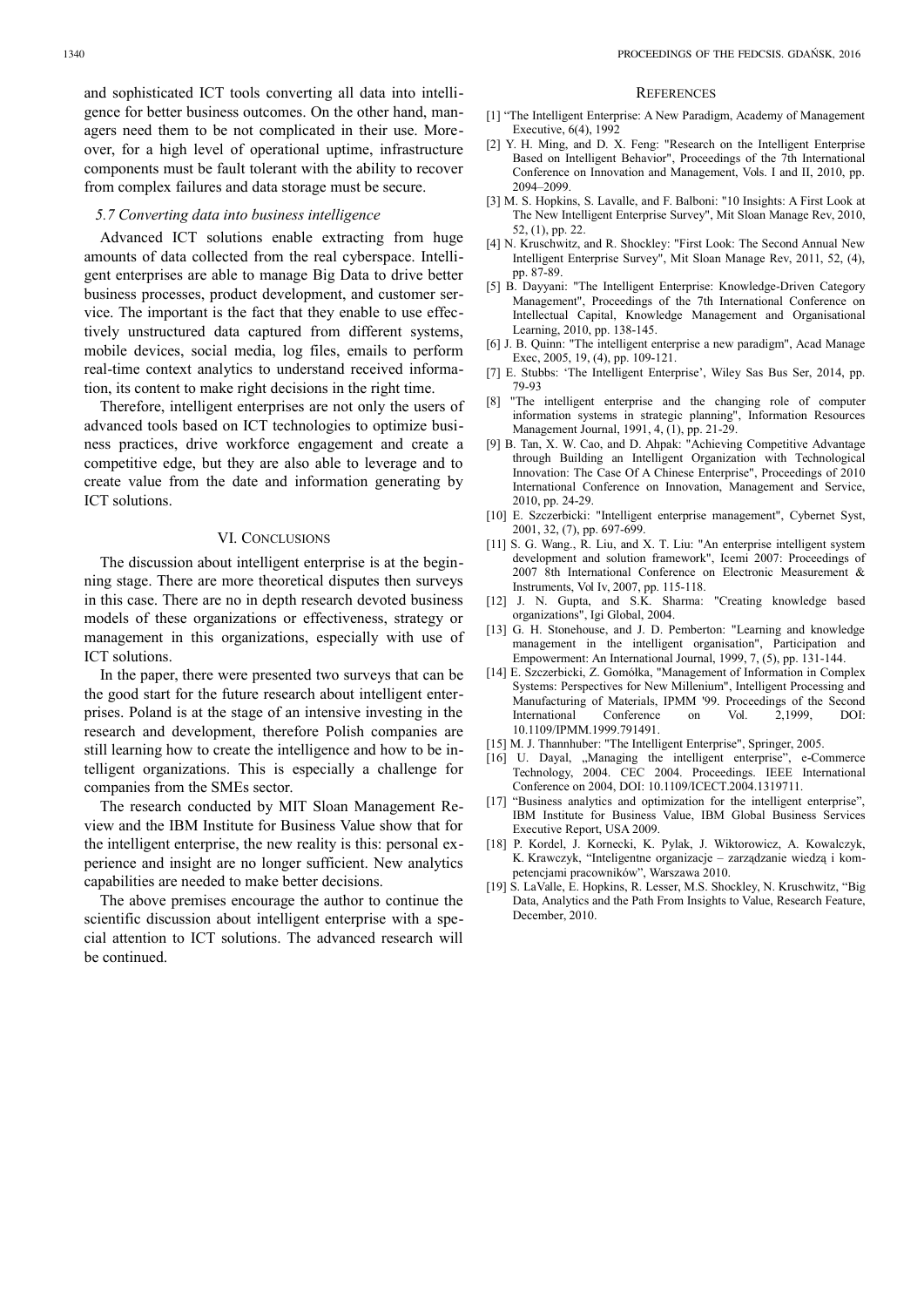and sophisticated ICT tools converting all data into intelligence for better business outcomes. On the other hand, managers need them to be not complicated in their use. Moreover, for a high level of operational uptime, infrastructure components must be fault tolerant with the ability to recover from complex failures and data storage must be secure.

### *5.7 Converting data into business intelligence*

Advanced ICT solutions enable extracting from huge amounts of data collected from the real cyberspace. Intelligent enterprises are able to manage Big Data to drive better business processes, product development, and customer service. The important is the fact that they enable to use effectively unstructured data captured from different systems, mobile devices, social media, log files, emails to perform real-time context analytics to understand received information, its content to make right decisions in the right time.

Therefore, intelligent enterprises are not only the users of advanced tools based on ICT technologies to optimize business practices, drive workforce engagement and create a competitive edge, but they are also able to leverage and to create value from the date and information generating by ICT solutions.

## VI. Conclusions

The discussion about intelligent enterprise is at the beginning stage. There are more theoretical disputes then surveys in this case. There are no in depth research devoted business models of these organizations or effectiveness, strategy or management in this organizations, especially with use of ICT solutions.

In the paper, there were presented two surveys that can be the good start for the future research about intelligent enterprises. Poland is at the stage of an intensive investing in the research and development, therefore Polish companies are still learning how to create the intelligence and how to be intelligent organizations. This is especially a challenge for companies from the SMEs sector.

The research conducted by MIT Sloan Management Review and the IBM Institute for Business Value show that for the intelligent enterprise, the new reality is this: personal experience and insight are no longer sufficient. New analytics capabilities are needed to make better decisions.

The above premises encourage the author to continue the scientific discussion about intelligent enterprise with a special attention to ICT solutions. The advanced research will be continued.

## References

[1] "The Intelligent Enterprise: A New Paradigm, Academy of Management Executive, 6(4), 1992

[2] Y. H. Ming, and D. X. Feng: "Research on the Intelligent Enterprise Based on Intelligent Behavior", Proceedings of the 7th International Conference on Innovation and Management, Vols. I and II, 2010, pp. 2094–2099.

[3] M. S. Hopkins, S. Lavalle, and F. Balboni: "10 Insights: A First Look at The New Intelligent Enterprise Survey", Mit Sloan Manage Rev, 2010, 52, (1), pp. 22.

[4] N. Kruschwitz, and R. Shockley: "First Look: The Second Annual New Intelligent Enterprise Survey", Mit Sloan Manage Rev, 2011, 52, (4), pp. 87-89.

[5] B. Dayyani: "The Intelligent Enterprise: Knowledge-Driven Category Management", Proceedings of the 7th International Conference on Intellectual Capital, Knowledge Management and Organisational Learning, 2010, pp. 138-145.

[6] J. B. Quinn: "The intelligent enterprise a new paradigm", Acad Manage Exec, 2005, 19, (4), pp. 109-121.

[7] E. Stubbs: 'The Intelligent Enterprise', Wiley Sas Bus Ser, 2014, pp. 79-93

[8] "The intelligent enterprise and the changing role of computer information systems in strategic planning", Information Resources Management Journal, 1991, 4, (1), pp. 21-29.

[9] B. Tan, X. W. Cao, and D. Ahpak: "Achieving Competitive Advantage through Building an Intelligent Organization with Technological Innovation: The Case Of A Chinese Enterprise", Proceedings of 2010 International Conference on Innovation, Management and Service, 2010, pp. 24-29.

[10] E. Szczerbicki: "Intelligent enterprise management", Cybernet Syst, 2001, 32, (7), pp. 697-699.

[11] S. G. Wang., R. Liu, and X. T. Liu: "An enterprise intelligent system development and solution framework", Icemi 2007: Proceedings of 2007 8th International Conference on Electronic Measurement & Instruments, Vol Iv, 2007, pp. 115-118.

[12] J. N. Gupta, and S.K. Sharma: "Creating knowledge based organizations", Igi Global, 2004.

[13] G. H. Stonehouse, and J. D. Pemberton: "Learning and knowledge management in the intelligent organisation", Participation and Empowerment: An International Journal, 1999, 7, (5), pp. 131-144.

[14] E. Szczerbicki, Z. Gomółka, "Management of Information in Complex Systems: Perspectives for New Millenium", Intelligent Processing and Manufacturing of Materials, IPMM '99. Proceedings of the Second International Conference on Vol. 2,1999, DOI: 10.1109/IPMM.1999.791491.

[15] M. J. Thannhuber: "The Intelligent Enterprise", Springer, 2005.

[16] U. Dayal, „Managing the intelligent enterprise", e-Commerce Technology, 2004. CEC 2004. Proceedings. IEEE International Conference on 2004, DOI: 10.1109/ICECT.2004.1319711.

[17] "Business analytics and optimization for the intelligent enterprise", IBM Institute for Business Value, IBM Global Business Services Executive Report, USA 2009.

[18] P. Kordel, J. Kornecki, K. Pylak, J. Wiktorowicz, A. Kowalczyk, K. Krawczyk, "Inteligentne organizacje – zarządzanie wiedzą i kompetencjami pracowników", Warszawa 2010.

[19] S. LaValle, E. Hopkins, R. Lesser, M.S. Shockley, N. Kruschwitz, "Big Data, Analytics and the Path From Insights to Value, Research Feature, December, 2010.